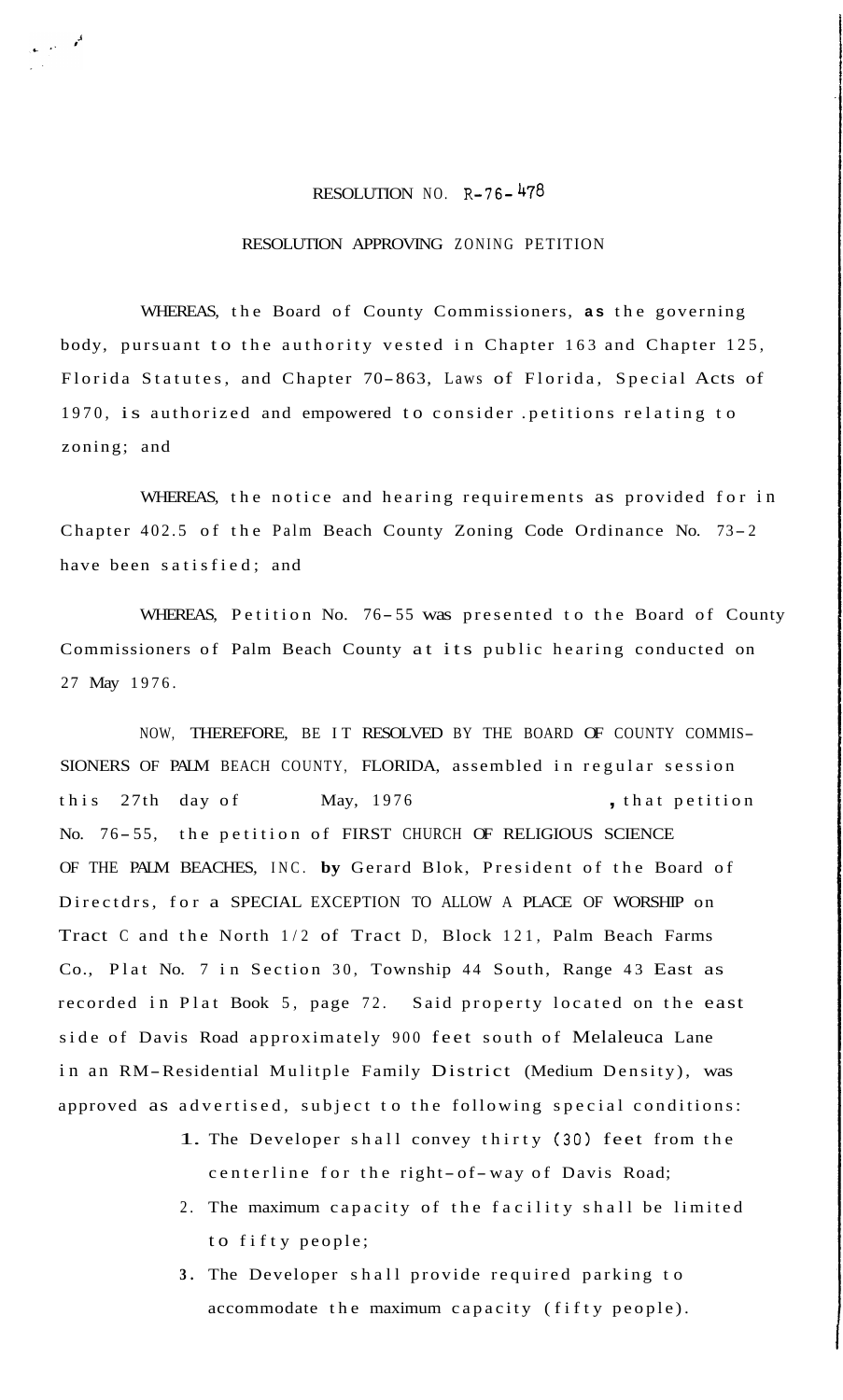# RESOLUTION NO. R-76-478

## RESOLUTION APPROVING ZONING PETITION

WHEREAS, the Board of County Commissioners, as the governing body, pursuant to the authority vested in Chapter 163 and Chapter 125, Florida Statutes, and Chapter 70-863, Laws of Florida, Special Acts of 1970, is authorized and empowered to consider .petitions relating to zoning; and

WHEREAS, the notice and hearing requirements as provided for in Chapter 402.5 of the Palm Beach County Zoning Code Ordinance No. 73-2 have been satisfied; and

WHEREAS, Petition No. 76-55 was presented to the Board of County Commissioners of Palm Beach County at its public hearing conducted on 27 May 1976.

NOW, THEREFORE, BE IT RESOLVED BY THE BOARD OF COUNTY COMMISSIONERS OF PALM BEACH COUNTY, FLORIDA, assembled in regular session this 27th day of May, 1976, that petition No. 76-55, the petition of FIRST CHURCH OF RELIGIOUS SCIENCE OF THE PALM BEACHES, INC. by Gerard Blok, President of the Board of Directdrs, for a SPECIAL EXCEPTION TO ALLOW A PLACE OF WORSHIP on Tract C and the North 1/2 of Tract D, Block 121, Palm Beach Farms Co., Plat No. 7 in Section 30, Township 44 South, Range 43 East as recorded in Plat Book 5, page 72. Said property located on the east side of Davis Road approximately 900 feet south of Melaleuca Lane in an RM-Residential Mulitple Family District (Medium Density), was approved as advertised, subject to the following special conditions:

1. The Developer shall convey thirty (30) feet from the centerline for the right-of-way of Davis Road;
2. The maximum capacity of the facility shall be limited to fifty people;
3. The Developer shall provide required parking to accommodate the maximum capacity (fifty people).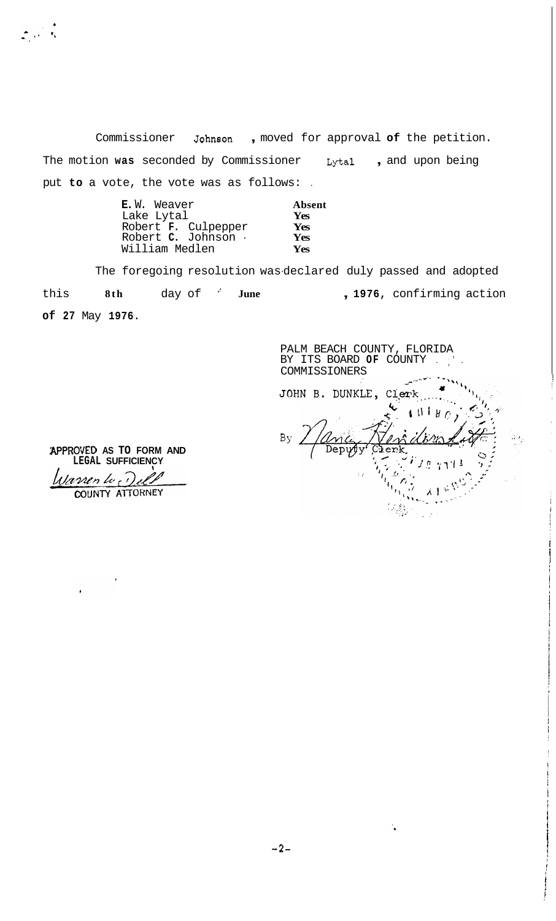Commissioner Johnson, moved for approval of the petition. The motion was seconded by Commissioner Lytal, and upon being put to a vote, the vote was as follows:

| | |
|---|---|
| E. W. Weaver | Absent |
| Lake Lytal | Yes |
| Robert F. Culpepper | Yes |
| Robert C. Johnson | Yes |
| William Medlen | Yes |

The foregoing resolution was declared duly passed and adopted this 8th day of June, 1976, confirming action of 27 May 1976.

PALM BEACH COUNTY, FLORIDA
BY ITS BOARD OF COUNTY COMMISSIONERS

JOHN B. DUNKLE, Clerk

By ____________
Deputy Clerk

APPROVED AS TO FORM AND LEGAL SUFFICIENCY

____________
COUNTY ATTORNEY